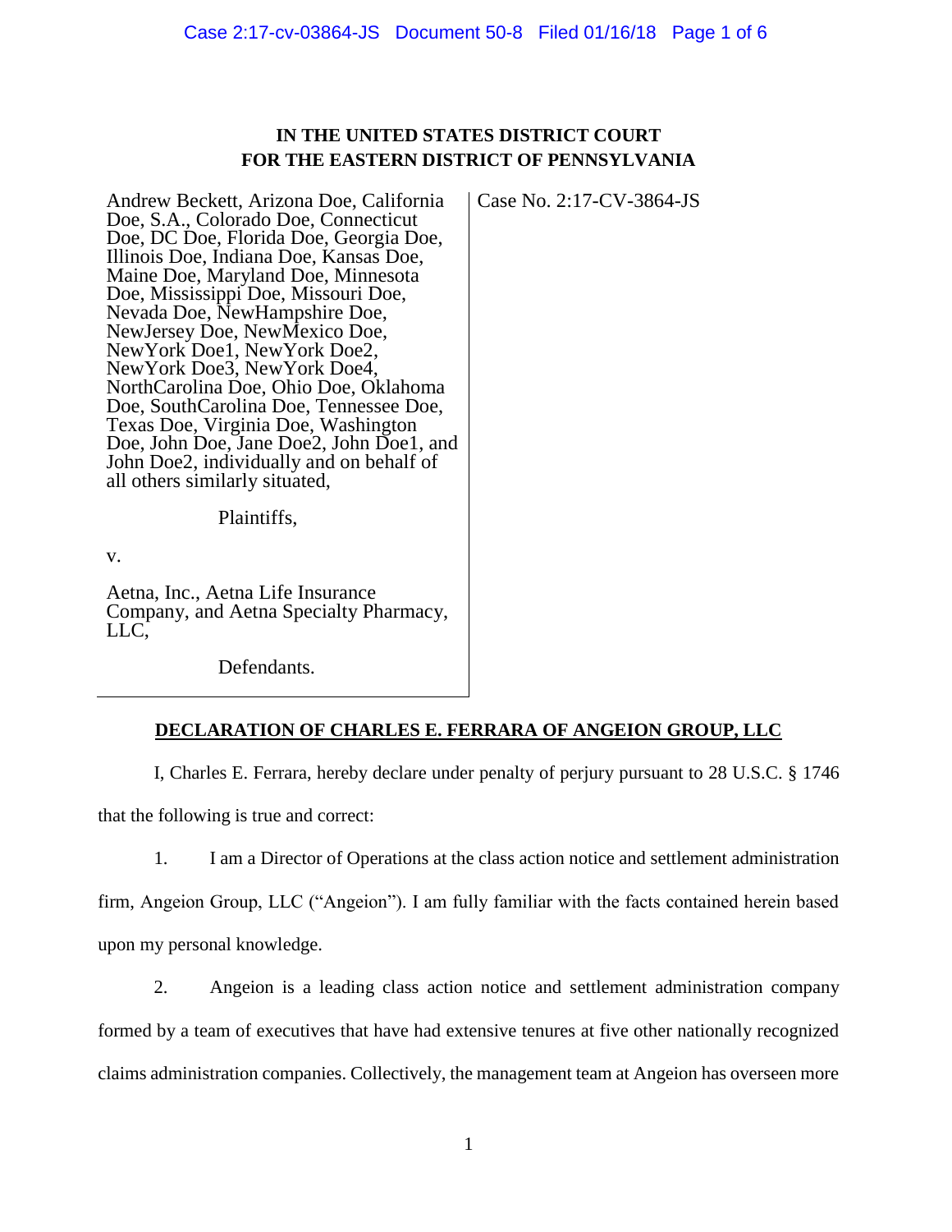**IN THE UNITED STATES DISTRICT COURT**
**FOR THE EASTERN DISTRICT OF PENNSYLVANIA**

| | |
|---|---|
| Andrew Beckett, Arizona Doe, California Doe, S.A., Colorado Doe, Connecticut Doe, DC Doe, Florida Doe, Georgia Doe, Illinois Doe, Indiana Doe, Kansas Doe, Maine Doe, Maryland Doe, Minnesota Doe, Mississippi Doe, Missouri Doe, Nevada Doe, NewHampshire Doe, NewJersey Doe, NewMexico Doe, NewYork Doe1, NewYork Doe2, NewYork Doe3, NewYork Doe4, NorthCarolina Doe, Ohio Doe, Oklahoma Doe, SouthCarolina Doe, Tennessee Doe, Texas Doe, Virginia Doe, Washington Doe, John Doe, Jane Doe2, John Doe1, and John Doe2, individually and on behalf of all others similarly situated,<br><br>Plaintiffs,<br><br>v.<br><br>Aetna, Inc., Aetna Life Insurance Company, and Aetna Specialty Pharmacy, LLC,<br><br>Defendants. | Case No. 2:17-CV-3864-JS |

**DECLARATION OF CHARLES E. FERRARA OF ANGEION GROUP, LLC**

I, Charles E. Ferrara, hereby declare under penalty of perjury pursuant to 28 U.S.C. § 1746 that the following is true and correct:

1. I am a Director of Operations at the class action notice and settlement administration firm, Angeion Group, LLC ("Angeion"). I am fully familiar with the facts contained herein based upon my personal knowledge.

2. Angeion is a leading class action notice and settlement administration company formed by a team of executives that have had extensive tenures at five other nationally recognized claims administration companies. Collectively, the management team at Angeion has overseen more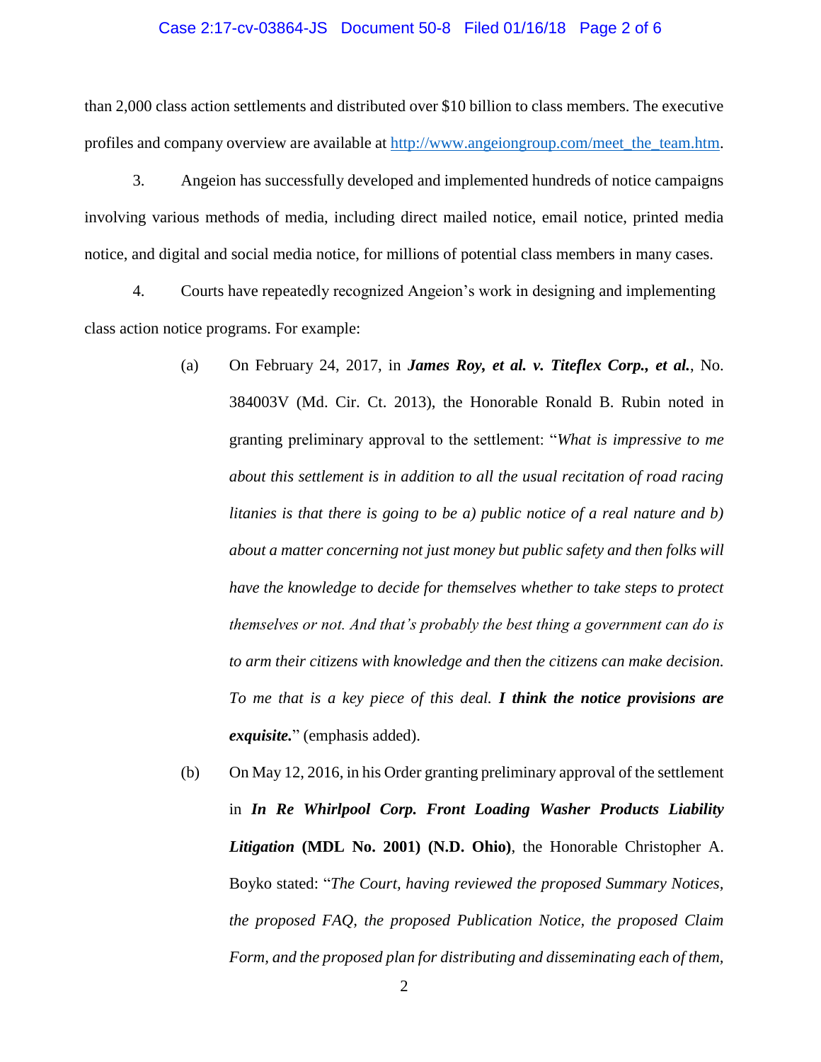than 2,000 class action settlements and distributed over $10 billion to class members. The executive profiles and company overview are available at http://www.angeiongroup.com/meet_the_team.htm.

3. Angeion has successfully developed and implemented hundreds of notice campaigns involving various methods of media, including direct mailed notice, email notice, printed media notice, and digital and social media notice, for millions of potential class members in many cases.

4. Courts have repeatedly recognized Angeion's work in designing and implementing class action notice programs. For example:

(a) On February 24, 2017, in ***James Roy, et al. v. Titeflex Corp., et al.***, No. 384003V (Md. Cir. Ct. 2013), the Honorable Ronald B. Rubin noted in granting preliminary approval to the settlement: "*What is impressive to me about this settlement is in addition to all the usual recitation of road racing litanies is that there is going to be a) public notice of a real nature and b) about a matter concerning not just money but public safety and then folks will have the knowledge to decide for themselves whether to take steps to protect themselves or not. And that's probably the best thing a government can do is to arm their citizens with knowledge and then the citizens can make decision. To me that is a key piece of this deal.* ***I think the notice provisions are exquisite.***" (emphasis added).

(b) On May 12, 2016, in his Order granting preliminary approval of the settlement in ***In Re Whirlpool Corp. Front Loading Washer Products Liability Litigation* (MDL No. 2001) (N.D. Ohio)**, the Honorable Christopher A. Boyko stated: "*The Court, having reviewed the proposed Summary Notices, the proposed FAQ, the proposed Publication Notice, the proposed Claim Form, and the proposed plan for distributing and disseminating each of them,*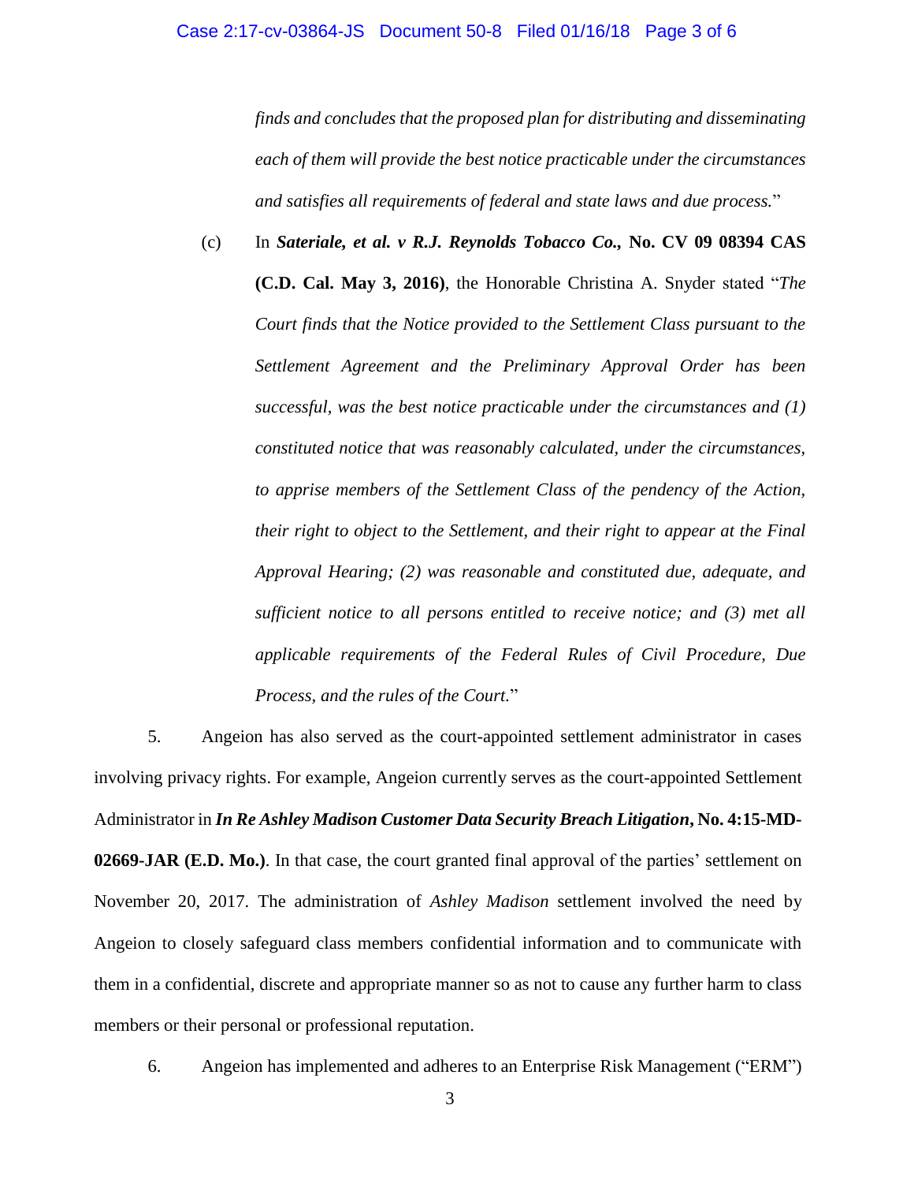*finds and concludes that the proposed plan for distributing and disseminating each of them will provide the best notice practicable under the circumstances and satisfies all requirements of federal and state laws and due process.*"

(c) In ***Sateriale, et al. v R.J. Reynolds Tobacco Co.*, No. CV 09 08394 CAS (C.D. Cal. May 3, 2016)**, the Honorable Christina A. Snyder stated "*The Court finds that the Notice provided to the Settlement Class pursuant to the Settlement Agreement and the Preliminary Approval Order has been successful, was the best notice practicable under the circumstances and (1) constituted notice that was reasonably calculated, under the circumstances, to apprise members of the Settlement Class of the pendency of the Action, their right to object to the Settlement, and their right to appear at the Final Approval Hearing; (2) was reasonable and constituted due, adequate, and sufficient notice to all persons entitled to receive notice; and (3) met all applicable requirements of the Federal Rules of Civil Procedure, Due Process, and the rules of the Court.*"

5. Angeion has also served as the court-appointed settlement administrator in cases involving privacy rights. For example, Angeion currently serves as the court-appointed Settlement Administrator in ***In Re Ashley Madison Customer Data Security Breach Litigation*, No. 4:15-MD-02669-JAR (E.D. Mo.)**. In that case, the court granted final approval of the parties' settlement on November 20, 2017. The administration of *Ashley Madison* settlement involved the need by Angeion to closely safeguard class members confidential information and to communicate with them in a confidential, discrete and appropriate manner so as not to cause any further harm to class members or their personal or professional reputation.

6. Angeion has implemented and adheres to an Enterprise Risk Management ("ERM")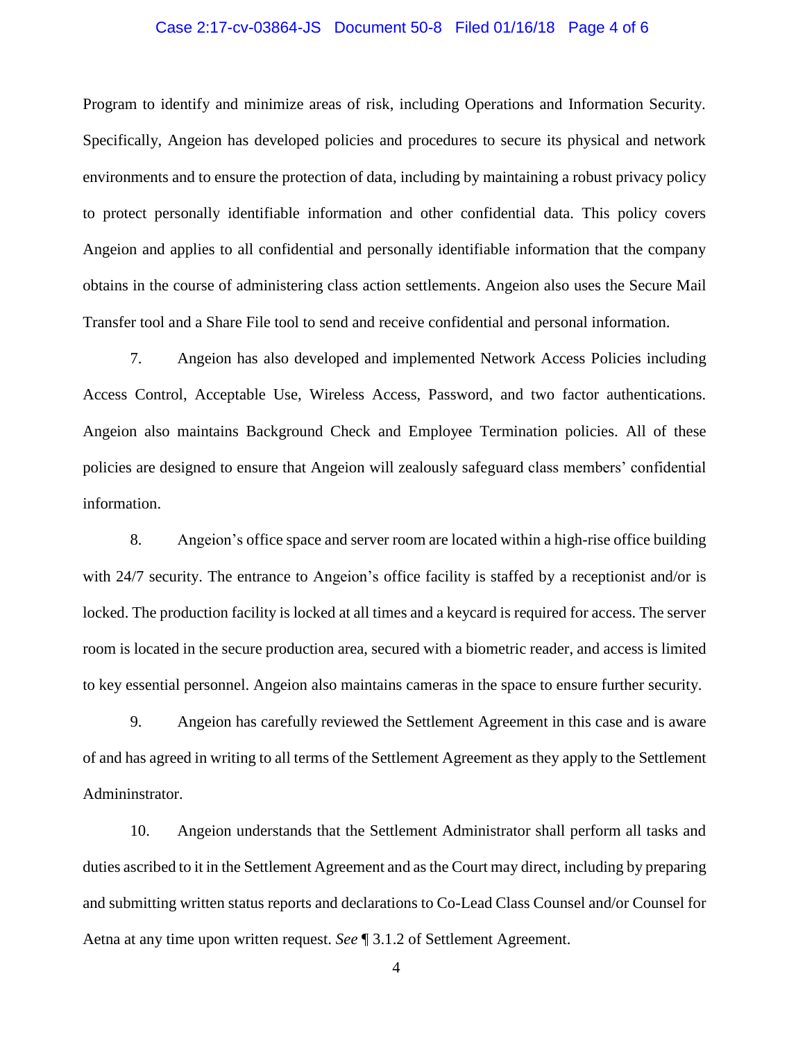Program to identify and minimize areas of risk, including Operations and Information Security. Specifically, Angeion has developed policies and procedures to secure its physical and network environments and to ensure the protection of data, including by maintaining a robust privacy policy to protect personally identifiable information and other confidential data. This policy covers Angeion and applies to all confidential and personally identifiable information that the company obtains in the course of administering class action settlements. Angeion also uses the Secure Mail Transfer tool and a Share File tool to send and receive confidential and personal information.

7. Angeion has also developed and implemented Network Access Policies including Access Control, Acceptable Use, Wireless Access, Password, and two factor authentications. Angeion also maintains Background Check and Employee Termination policies. All of these policies are designed to ensure that Angeion will zealously safeguard class members' confidential information.

8. Angeion's office space and server room are located within a high-rise office building with 24/7 security. The entrance to Angeion's office facility is staffed by a receptionist and/or is locked. The production facility is locked at all times and a keycard is required for access. The server room is located in the secure production area, secured with a biometric reader, and access is limited to key essential personnel. Angeion also maintains cameras in the space to ensure further security.

9. Angeion has carefully reviewed the Settlement Agreement in this case and is aware of and has agreed in writing to all terms of the Settlement Agreement as they apply to the Settlement Admininstrator.

10. Angeion understands that the Settlement Administrator shall perform all tasks and duties ascribed to it in the Settlement Agreement and as the Court may direct, including by preparing and submitting written status reports and declarations to Co-Lead Class Counsel and/or Counsel for Aetna at any time upon written request. *See* ¶ 3.1.2 of Settlement Agreement.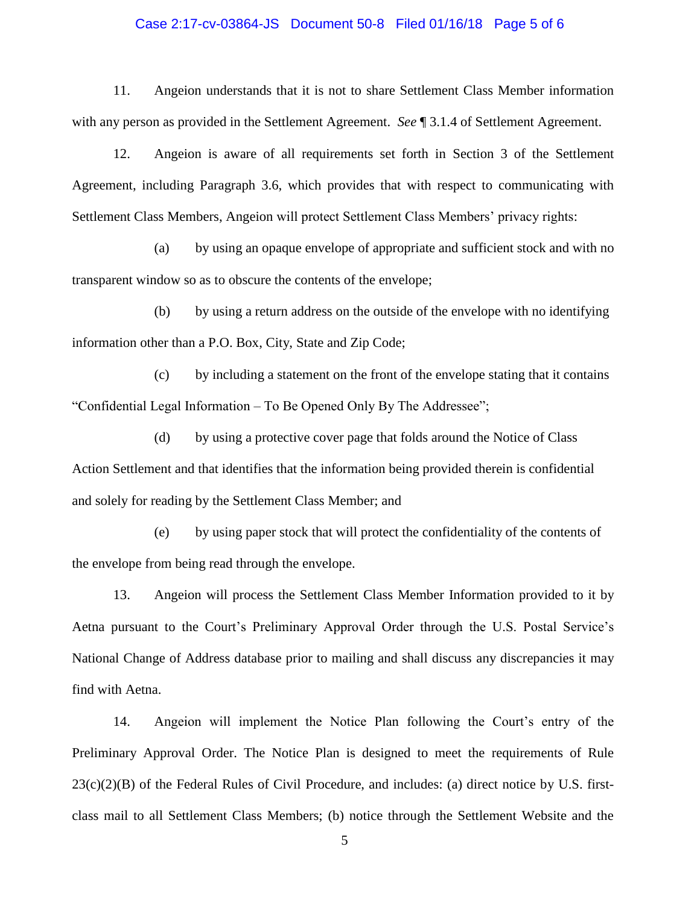11. Angeion understands that it is not to share Settlement Class Member information with any person as provided in the Settlement Agreement. *See* ¶ 3.1.4 of Settlement Agreement.

12. Angeion is aware of all requirements set forth in Section 3 of the Settlement Agreement, including Paragraph 3.6, which provides that with respect to communicating with Settlement Class Members, Angeion will protect Settlement Class Members' privacy rights:

(a) by using an opaque envelope of appropriate and sufficient stock and with no transparent window so as to obscure the contents of the envelope;

(b) by using a return address on the outside of the envelope with no identifying information other than a P.O. Box, City, State and Zip Code;

(c) by including a statement on the front of the envelope stating that it contains "Confidential Legal Information – To Be Opened Only By The Addressee";

(d) by using a protective cover page that folds around the Notice of Class Action Settlement and that identifies that the information being provided therein is confidential and solely for reading by the Settlement Class Member; and

(e) by using paper stock that will protect the confidentiality of the contents of the envelope from being read through the envelope.

13. Angeion will process the Settlement Class Member Information provided to it by Aetna pursuant to the Court's Preliminary Approval Order through the U.S. Postal Service's National Change of Address database prior to mailing and shall discuss any discrepancies it may find with Aetna.

14. Angeion will implement the Notice Plan following the Court's entry of the Preliminary Approval Order. The Notice Plan is designed to meet the requirements of Rule 23(c)(2)(B) of the Federal Rules of Civil Procedure, and includes: (a) direct notice by U.S. first-class mail to all Settlement Class Members; (b) notice through the Settlement Website and the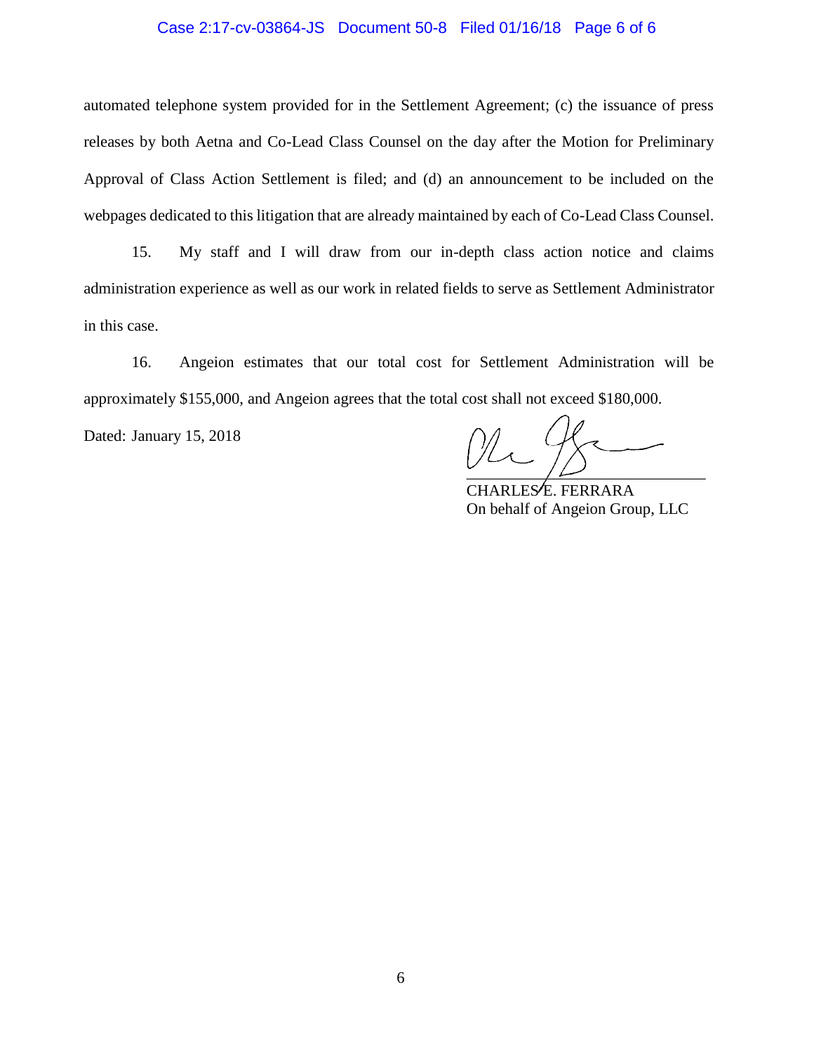automated telephone system provided for in the Settlement Agreement; (c) the issuance of press releases by both Aetna and Co-Lead Class Counsel on the day after the Motion for Preliminary Approval of Class Action Settlement is filed; and (d) an announcement to be included on the webpages dedicated to this litigation that are already maintained by each of Co-Lead Class Counsel.

15. My staff and I will draw from our in-depth class action notice and claims administration experience as well as our work in related fields to serve as Settlement Administrator in this case.

16. Angeion estimates that our total cost for Settlement Administration will be approximately $155,000, and Angeion agrees that the total cost shall not exceed $180,000.

Dated: January 15, 2018

CHARLES E. FERRARA
On behalf of Angeion Group, LLC